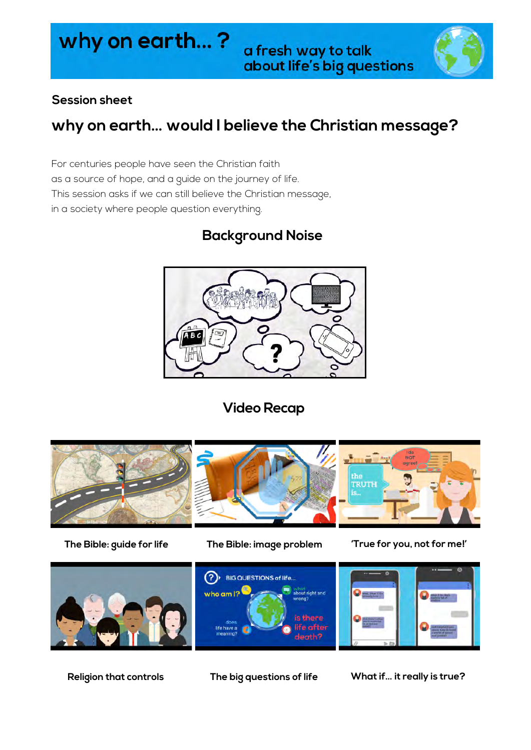# why on earth... ?

a fresh way to talk about life's big questions

**Session sheet**

## why on earth... would I believe the Christian message?

For centuries people have seen the Christian faith as a source of hope, and a guide on the journey of life. This session asks if we can still believe the Christian message, in a society where people question everything.

### Background Noise

### Video Recap

**The Bible: guide for life**

**The Bible: image problem**

**'True for you, not for me!'**

**Religion that controls**

**The big questions of life**

**What if... it really is true?**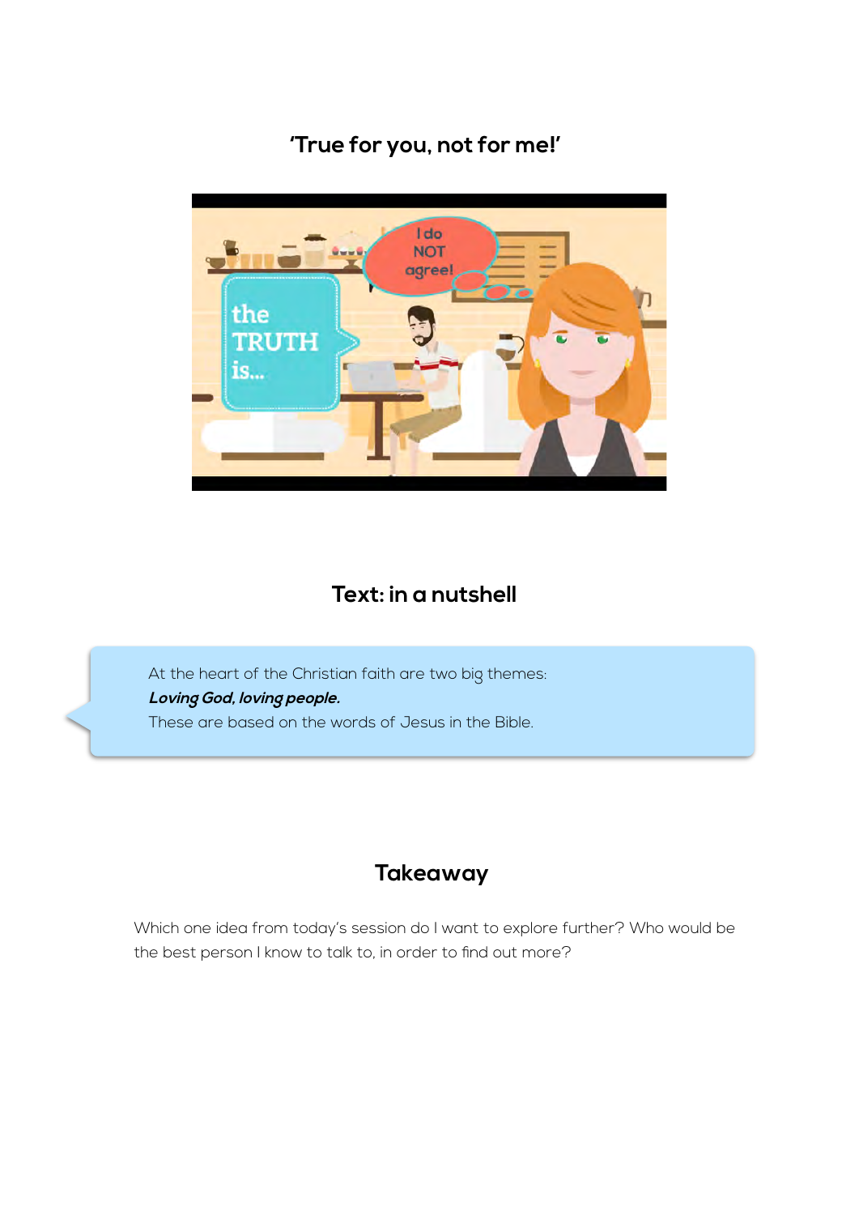## 'True for you, not for me!'

## Text: in a nutshell

> At the heart of the Christian faith are two big themes:
> ***Loving God, loving people.***
> These are based on the words of Jesus in the Bible.

## Takeaway

Which one idea from today's session do I want to explore further? Who would be the best person I know to talk to, in order to find out more?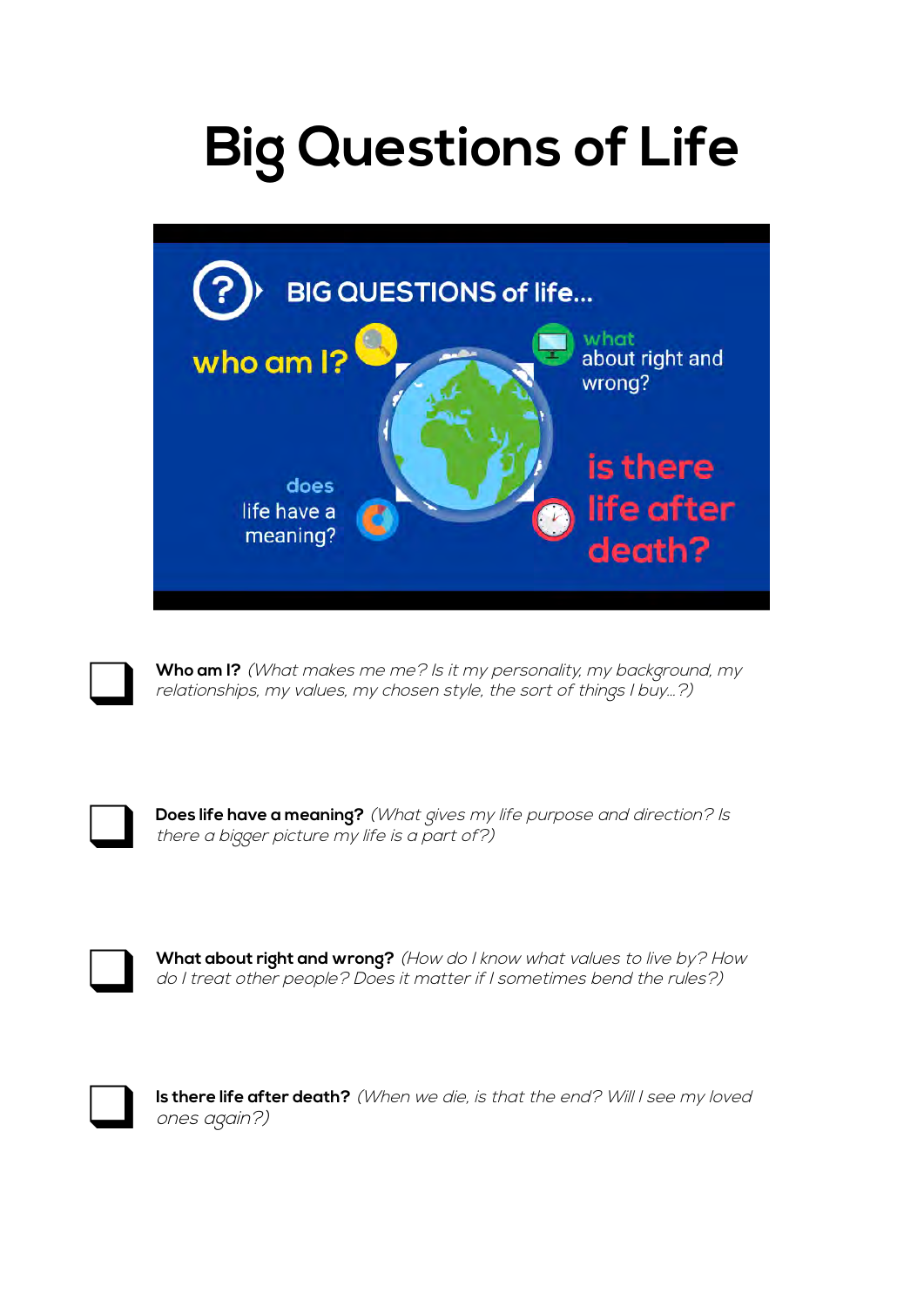# Big Questions of Life

- [ ] **Who am I?** *(What makes me me? Is it my personality, my background, my relationships, my values, my chosen style, the sort of things I buy…?)*

- [ ] **Does life have a meaning?** *(What gives my life purpose and direction? Is there a bigger picture my life is a part of?)*

- [ ] **What about right and wrong?** *(How do I know what values to live by? How do I treat other people? Does it matter if I sometimes bend the rules?)*

- [ ] **Is there life after death?** *(When we die, is that the end? Will I see my loved ones again?)*